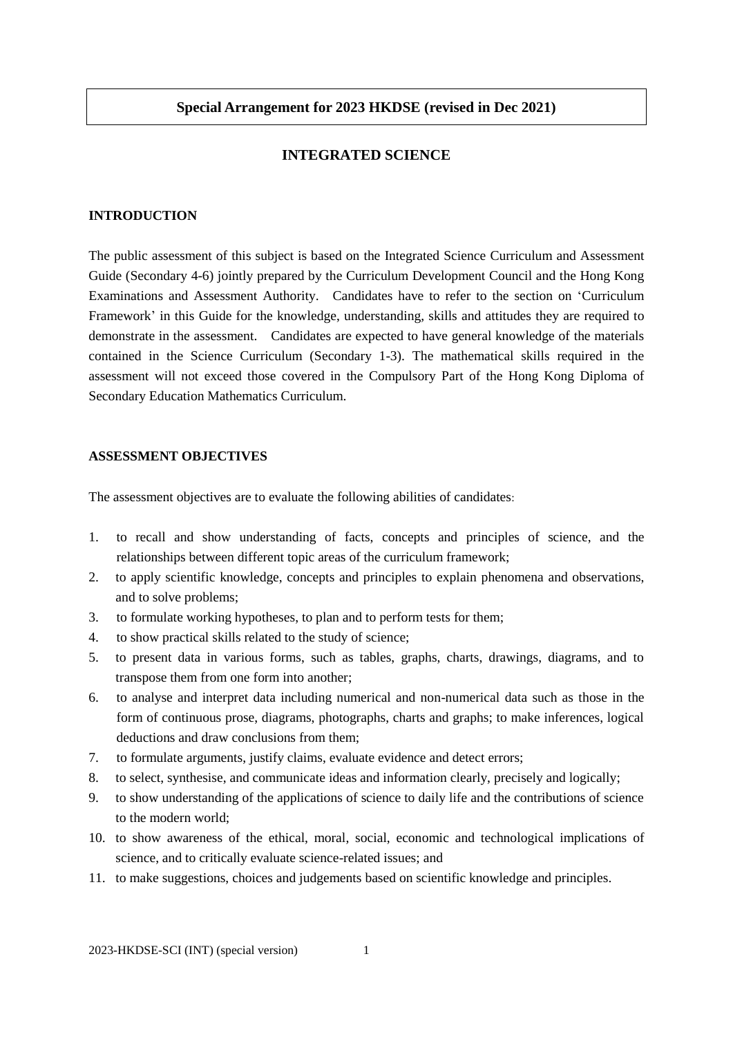**Special Arrangement for 2023 HKDSE (revised in Dec 2021)**

# INTEGRATED SCIENCE

## INTRODUCTION

The public assessment of this subject is based on the Integrated Science Curriculum and Assessment Guide (Secondary 4-6) jointly prepared by the Curriculum Development Council and the Hong Kong Examinations and Assessment Authority. Candidates have to refer to the section on 'Curriculum Framework' in this Guide for the knowledge, understanding, skills and attitudes they are required to demonstrate in the assessment. Candidates are expected to have general knowledge of the materials contained in the Science Curriculum (Secondary 1-3). The mathematical skills required in the assessment will not exceed those covered in the Compulsory Part of the Hong Kong Diploma of Secondary Education Mathematics Curriculum.

## ASSESSMENT OBJECTIVES

The assessment objectives are to evaluate the following abilities of candidates:

1. to recall and show understanding of facts, concepts and principles of science, and the relationships between different topic areas of the curriculum framework;
2. to apply scientific knowledge, concepts and principles to explain phenomena and observations, and to solve problems;
3. to formulate working hypotheses, to plan and to perform tests for them;
4. to show practical skills related to the study of science;
5. to present data in various forms, such as tables, graphs, charts, drawings, diagrams, and to transpose them from one form into another;
6. to analyse and interpret data including numerical and non-numerical data such as those in the form of continuous prose, diagrams, photographs, charts and graphs; to make inferences, logical deductions and draw conclusions from them;
7. to formulate arguments, justify claims, evaluate evidence and detect errors;
8. to select, synthesise, and communicate ideas and information clearly, precisely and logically;
9. to show understanding of the applications of science to daily life and the contributions of science to the modern world;
10. to show awareness of the ethical, moral, social, economic and technological implications of science, and to critically evaluate science-related issues; and
11. to make suggestions, choices and judgements based on scientific knowledge and principles.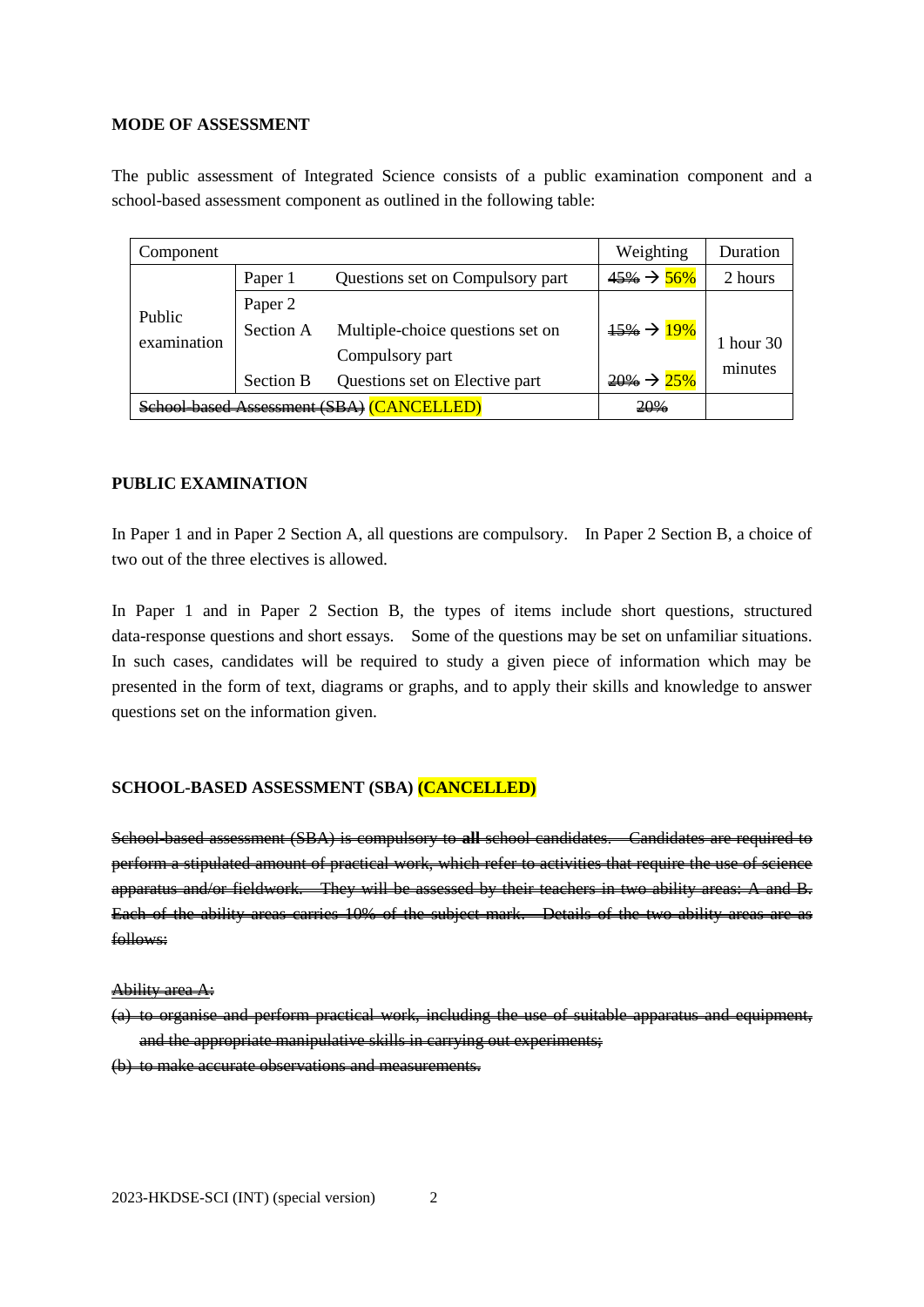**MODE OF ASSESSMENT**

The public assessment of Integrated Science consists of a public examination component and a school-based assessment component as outlined in the following table:

| Component | | | Weighting | Duration |
|---|---|---|---|---|
| Public examination | Paper 1 | Questions set on Compulsory part | ~~45%~~ → 56% | 2 hours |
| | Paper 2 Section A | Multiple-choice questions set on Compulsory part | ~~15%~~ → 19% | 1 hour 30 minutes |
| | Section B | Questions set on Elective part | ~~20%~~ → 25% | |
| ~~School-based Assessment (SBA)~~ (CANCELLED) | | | ~~20%~~ | |

**PUBLIC EXAMINATION**

In Paper 1 and in Paper 2 Section A, all questions are compulsory. In Paper 2 Section B, a choice of two out of the three electives is allowed.

In Paper 1 and in Paper 2 Section B, the types of items include short questions, structured data-response questions and short essays. Some of the questions may be set on unfamiliar situations. In such cases, candidates will be required to study a given piece of information which may be presented in the form of text, diagrams or graphs, and to apply their skills and knowledge to answer questions set on the information given.

**SCHOOL-BASED ASSESSMENT (SBA) (CANCELLED)**

~~School-based assessment (SBA) is compulsory to **all** school candidates. Candidates are required to perform a stipulated amount of practical work, which refer to activities that require the use of science apparatus and/or fieldwork. They will be assessed by their teachers in two ability areas: A and B. Each of the ability areas carries 10% of the subject mark. Details of the two ability areas are as follows:~~

~~Ability area A:~~

~~(a) to organise and perform practical work, including the use of suitable apparatus and equipment, and the appropriate manipulative skills in carrying out experiments;~~

~~(b) to make accurate observations and measurements.~~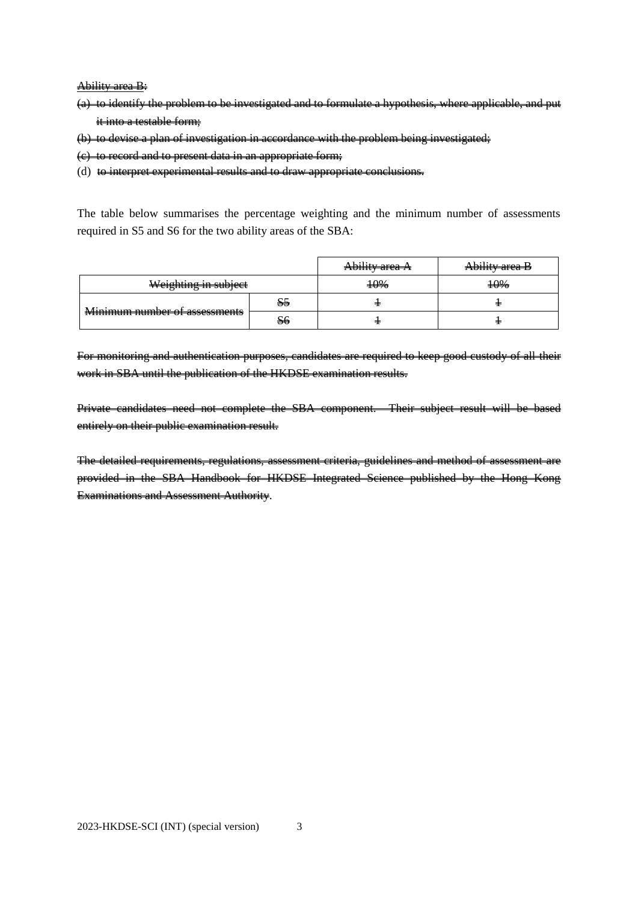~~Ability area B:~~

~~(a) to identify the problem to be investigated and to formulate a hypothesis, where applicable, and put it into a testable form;~~

~~(b) to devise a plan of investigation in accordance with the problem being investigated;~~

~~(c) to record and to present data in an appropriate form;~~

(d) ~~to interpret experimental results and to draw appropriate conclusions.~~

The table below summarises the percentage weighting and the minimum number of assessments required in S5 and S6 for the two ability areas of the SBA:

| | | ~~Ability area A~~ | ~~Ability area B~~ |
|---|---|---|---|
| ~~Weighting in subject~~ | | ~~10%~~ | ~~10%~~ |
| ~~Minimum number of assessments~~ | ~~S5~~ | ~~1~~ | ~~1~~ |
| | ~~S6~~ | ~~1~~ | ~~1~~ |

~~For monitoring and authentication purposes, candidates are required to keep good custody of all their work in SBA until the publication of the HKDSE examination results.~~

~~Private candidates need not complete the SBA component. Their subject result will be based entirely on their public examination result.~~

~~The detailed requirements, regulations, assessment criteria, guidelines and method of assessment are provided in the SBA Handbook for HKDSE Integrated Science published by the Hong Kong Examinations and Assessment Authority~~.